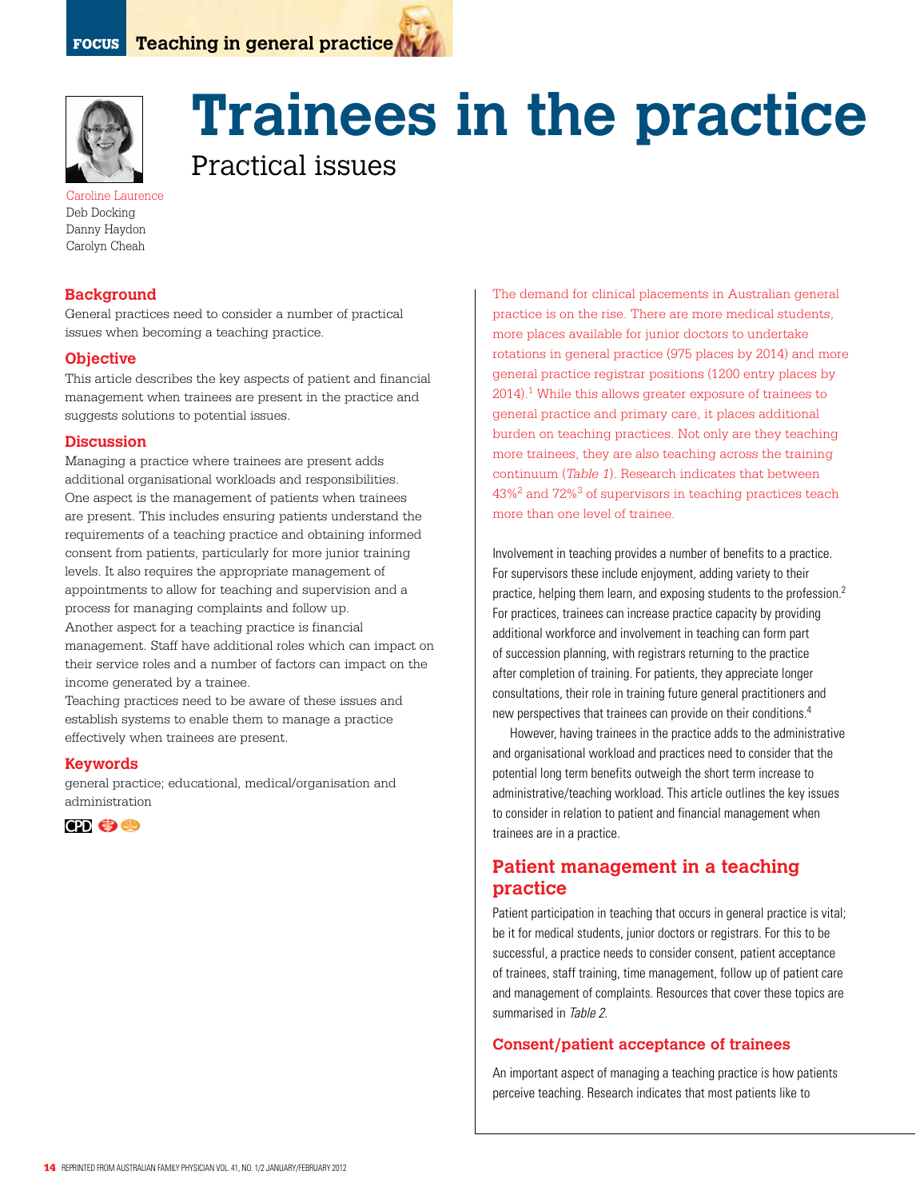# Trainees in the practice

## Practical issues

Caroline Laurence
Deb Docking
Danny Haydon
Carolyn Cheah

### Background

General practices need to consider a number of practical issues when becoming a teaching practice.

### Objective

This article describes the key aspects of patient and financial management when trainees are present in the practice and suggests solutions to potential issues.

### Discussion

Managing a practice where trainees are present adds additional organisational workloads and responsibilities. One aspect is the management of patients when trainees are present. This includes ensuring patients understand the requirements of a teaching practice and obtaining informed consent from patients, particularly for more junior training levels. It also requires the appropriate management of appointments to allow for teaching and supervision and a process for managing complaints and follow up.

Another aspect for a teaching practice is financial management. Staff have additional roles which can impact on their service roles and a number of factors can impact on the income generated by a trainee.

Teaching practices need to be aware of these issues and establish systems to enable them to manage a practice effectively when trainees are present.

### Keywords

general practice; educational, medical/organisation and administration

The demand for clinical placements in Australian general practice is on the rise. There are more medical students, more places available for junior doctors to undertake rotations in general practice (975 places by 2014) and more general practice registrar positions (1200 entry places by 2014).[1] While this allows greater exposure of trainees to general practice and primary care, it places additional burden on teaching practices. Not only are they teaching more trainees, they are also teaching across the training continuum (*Table 1*). Research indicates that between 43%[2] and 72%[3] of supervisors in teaching practices teach more than one level of trainee.

Involvement in teaching provides a number of benefits to a practice. For supervisors these include enjoyment, adding variety to their practice, helping them learn, and exposing students to the profession.[2] For practices, trainees can increase practice capacity by providing additional workforce and involvement in teaching can form part of succession planning, with registrars returning to the practice after completion of training. For patients, they appreciate longer consultations, their role in training future general practitioners and new perspectives that trainees can provide on their conditions.[4]

However, having trainees in the practice adds to the administrative and organisational workload and practices need to consider that the potential long term benefits outweigh the short term increase to administrative/teaching workload. This article outlines the key issues to consider in relation to patient and financial management when trainees are in a practice.

## Patient management in a teaching practice

Patient participation in teaching that occurs in general practice is vital; be it for medical students, junior doctors or registrars. For this to be successful, a practice needs to consider consent, patient acceptance of trainees, staff training, time management, follow up of patient care and management of complaints. Resources that cover these topics are summarised in *Table 2*.

### Consent/patient acceptance of trainees

An important aspect of managing a teaching practice is how patients perceive teaching. Research indicates that most patients like to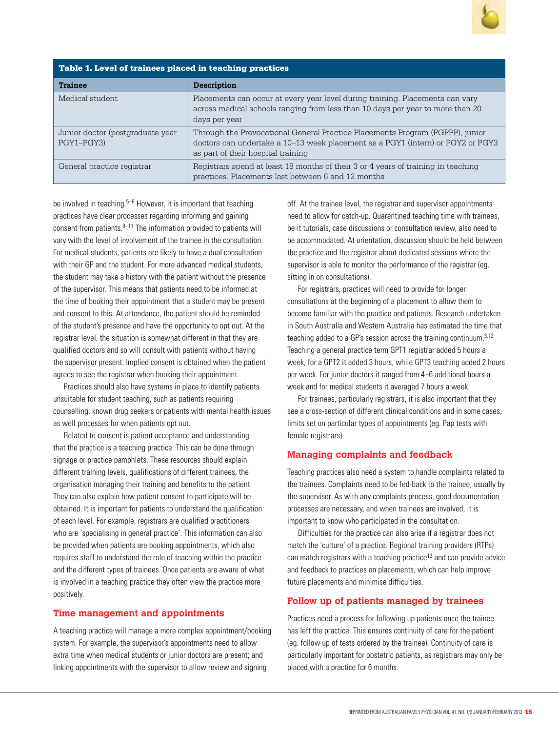**Table 1. Level of trainees placed in teaching practices**

| Trainee | Description |
|---|---|
| Medical student | Placements can occur at every year level during training. Placements can vary across medical schools ranging from less than 10 days per year to more than 20 days per year |
| Junior doctor (postgraduate year PGY1–PGY3) | Through the Prevocational General Practice Placements Program (PGPPP), junior doctors can undertake a 10–13 week placement as a PGY1 (intern) or PGY2 or PGY3 as part of their hospital training |
| General practice registrar | Registrars spend at least 18 months of their 3 or 4 years of training in teaching practices. Placements last between 6 and 12 months |

be involved in teaching.[5–8] However, it is important that teaching practices have clear processes regarding informing and gaining consent from patients.[9–11] The information provided to patients will vary with the level of involvement of the trainee in the consultation. For medical students, patients are likely to have a dual consultation with their GP and the student. For more advanced medical students, the student may take a history with the patient without the presence of the supervisor. This means that patients need to be informed at the time of booking their appointment that a student may be present and consent to this. At attendance, the patient should be reminded of the student's presence and have the opportunity to opt out. At the registrar level, the situation is somewhat different in that they are qualified doctors and so will consult with patients without having the supervisor present. Implied consent is obtained when the patient agrees to see the registrar when booking their appointment.

Practices should also have systems in place to identify patients unsuitable for student teaching, such as patients requiring counselling, known drug seekers or patients with mental health issues as well processes for when patients opt out.

Related to consent is patient acceptance and understanding that the practice is a teaching practice. This can be done through signage or practice pamphlets. These resources should explain different training levels, qualifications of different trainees, the organisation managing their training and benefits to the patient. They can also explain how patient consent to participate will be obtained. It is important for patients to understand the qualification of each level. For example, registrars are qualified practitioners who are 'specialising in general practice'. This information can also be provided when patients are booking appointments, which also requires staff to understand the role of teaching within the practice and the different types of trainees. Once patients are aware of what is involved in a teaching practice they often view the practice more positively.

## Time management and appointments

A teaching practice will manage a more complex appointment/booking system. For example, the supervisor's appointments need to allow extra time when medical students or junior doctors are present; and linking appointments with the supervisor to allow review and signing off. At the trainee level, the registrar and supervisor appointments need to allow for catch-up. Quarantined teaching time with trainees, be it tutorials, case discussions or consultation review, also need to be accommodated. At orientation, discussion should be held between the practice and the registrar about dedicated sessions where the supervisor is able to monitor the performance of the registrar (eg. sitting in on consultations).

For registrars, practices will need to provide for longer consultations at the beginning of a placement to allow them to become familiar with the practice and patients. Research undertaken in South Australia and Western Australia has estimated the time that teaching added to a GP's session across the training continuum.[3,12] Teaching a general practice term GPT1 registrar added 5 hours a week, for a GPT2 it added 3 hours, while GPT3 teaching added 2 hours per week. For junior doctors it ranged from 4–6 additional hours a week and for medical students it averaged 7 hours a week.

For trainees, particularly registrars, it is also important that they see a cross-section of different clinical conditions and in some cases, limits set on particular types of appointments (eg. Pap tests with female registrars).

## Managing complaints and feedback

Teaching practices also need a system to handle complaints related to the trainees. Complaints need to be fed-back to the trainee, usually by the supervisor. As with any complaints process, good documentation processes are necessary, and when trainees are involved, it is important to know who participated in the consultation.

Difficulties for the practice can also arise if a registrar does not match the 'culture' of a practice. Regional training providers (RTPs) can match registrars with a teaching practice[13] and can provide advice and feedback to practices on placements, which can help improve future placements and minimise difficulties.

## Follow up of patients managed by trainees

Practices need a process for following up patients once the trainee has left the practice. This ensures continuity of care for the patient (eg. follow up of tests ordered by the trainee). Continuity of care is particularly important for obstetric patients, as registrars may only be placed with a practice for 6 months.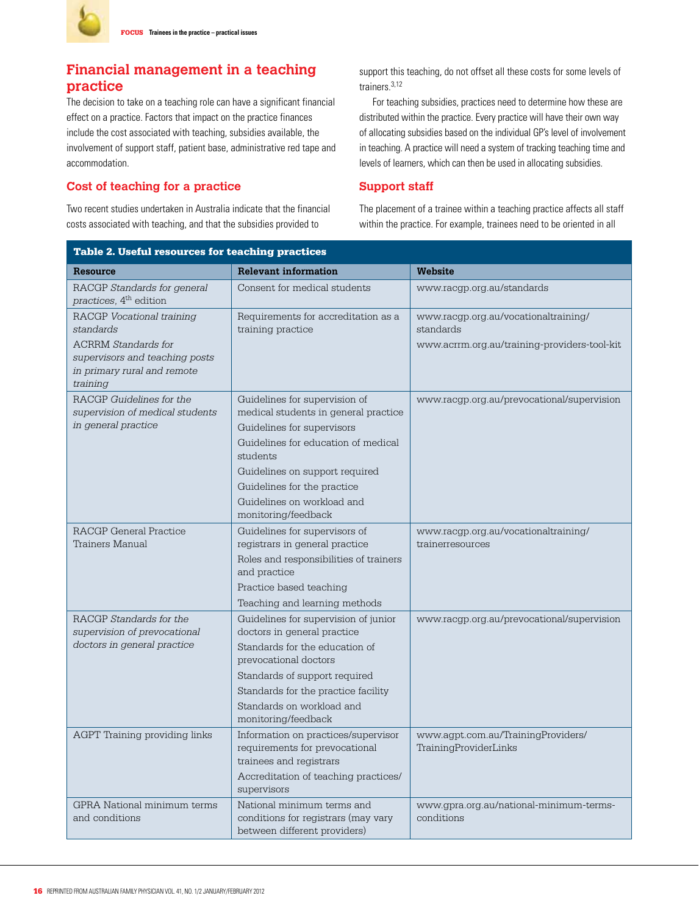## Financial management in a teaching practice

The decision to take on a teaching role can have a significant financial effect on a practice. Factors that impact on the practice finances include the cost associated with teaching, subsidies available, the involvement of support staff, patient base, administrative red tape and accommodation.

### Cost of teaching for a practice

Two recent studies undertaken in Australia indicate that the financial costs associated with teaching, and that the subsidies provided to support this teaching, do not offset all these costs for some levels of trainers.[3,12]

For teaching subsidies, practices need to determine how these are distributed within the practice. Every practice will have their own way of allocating subsidies based on the individual GP's level of involvement in teaching. A practice will need a system of tracking teaching time and levels of learners, which can then be used in allocating subsidies.

### Support staff

The placement of a trainee within a teaching practice affects all staff within the practice. For example, trainees need to be oriented in all

**Table 2. Useful resources for teaching practices**

| Resource | Relevant information | Website |
|---|---|---|
| RACGP *Standards for general practices*, 4th edition | Consent for medical students | www.racgp.org.au/standards |
| RACGP *Vocational training standards*<br>ACRRM *Standards for supervisors and teaching posts in primary rural and remote training* | Requirements for accreditation as a training practice | www.racgp.org.au/vocationaltraining/standards<br>www.acrrm.org.au/training-providers-tool-kit |
| RACGP *Guidelines for the supervision of medical students in general practice* | Guidelines for supervision of medical students in general practice<br>Guidelines for supervisors<br>Guidelines for education of medical students<br>Guidelines on support required<br>Guidelines for the practice<br>Guidelines on workload and monitoring/feedback | www.racgp.org.au/prevocational/supervision |
| RACGP General Practice Trainers Manual | Guidelines for supervisors of registrars in general practice<br>Roles and responsibilities of trainers and practice<br>Practice based teaching<br>Teaching and learning methods | www.racgp.org.au/vocationaltraining/trainerresources |
| RACGP *Standards for the supervision of prevocational doctors in general practice* | Guidelines for supervision of junior doctors in general practice<br>Standards for the education of prevocational doctors<br>Standards of support required<br>Standards for the practice facility<br>Standards on workload and monitoring/feedback | www.racgp.org.au/prevocational/supervision |
| AGPT Training providing links | Information on practices/supervisor requirements for prevocational trainees and registrars<br>Accreditation of teaching practices/supervisors | www.agpt.com.au/TrainingProviders/TrainingProviderLinks |
| GPRA National minimum terms and conditions | National minimum terms and conditions for registrars (may vary between different providers) | www.gpra.org.au/national-minimum-terms-conditions |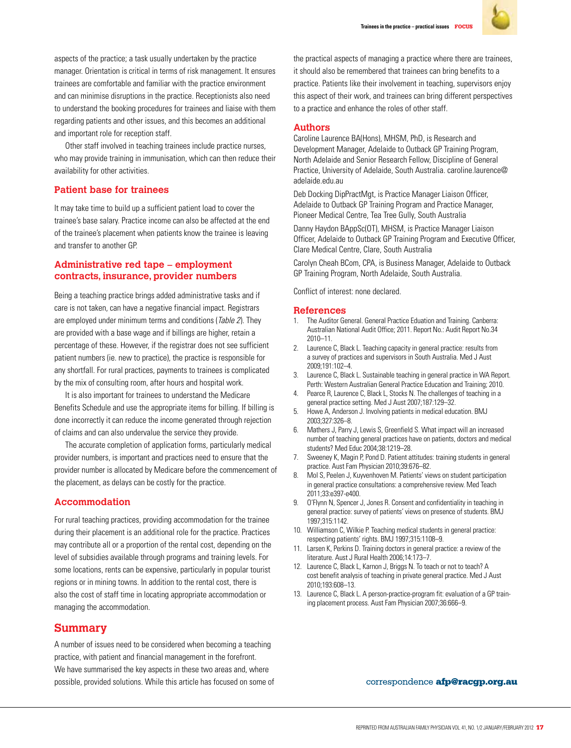aspects of the practice; a task usually undertaken by the practice manager. Orientation is critical in terms of risk management. It ensures trainees are comfortable and familiar with the practice environment and can minimise disruptions in the practice. Receptionists also need to understand the booking procedures for trainees and liaise with them regarding patients and other issues, and this becomes an additional and important role for reception staff.

Other staff involved in teaching trainees include practice nurses, who may provide training in immunisation, which can then reduce their availability for other activities.

### Patient base for trainees

It may take time to build up a sufficient patient load to cover the trainee's base salary. Practice income can also be affected at the end of the trainee's placement when patients know the trainee is leaving and transfer to another GP.

### Administrative red tape – employment contracts, insurance, provider numbers

Being a teaching practice brings added administrative tasks and if care is not taken, can have a negative financial impact. Registrars are employed under minimum terms and conditions (*Table 2*). They are provided with a base wage and if billings are higher, retain a percentage of these. However, if the registrar does not see sufficient patient numbers (ie. new to practice), the practice is responsible for any shortfall. For rural practices, payments to trainees is complicated by the mix of consulting room, after hours and hospital work.

It is also important for trainees to understand the Medicare Benefits Schedule and use the appropriate items for billing. If billing is done incorrectly it can reduce the income generated through rejection of claims and can also undervalue the service they provide.

The accurate completion of application forms, particularly medical provider numbers, is important and practices need to ensure that the provider number is allocated by Medicare before the commencement of the placement, as delays can be costly for the practice.

### Accommodation

For rural teaching practices, providing accommodation for the trainee during their placement is an additional role for the practice. Practices may contribute all or a proportion of the rental cost, depending on the level of subsidies available through programs and training levels. For some locations, rents can be expensive, particularly in popular tourist regions or in mining towns. In addition to the rental cost, there is also the cost of staff time in locating appropriate accommodation or managing the accommodation.

## Summary

A number of issues need to be considered when becoming a teaching practice, with patient and financial management in the forefront. We have summarised the key aspects in these two areas and, where possible, provided solutions. While this article has focused on some of the practical aspects of managing a practice where there are trainees, it should also be remembered that trainees can bring benefits to a practice. Patients like their involvement in teaching, supervisors enjoy this aspect of their work, and trainees can bring different perspectives to a practice and enhance the roles of other staff.

## Authors

Caroline Laurence BA(Hons), MHSM, PhD, is Research and Development Manager, Adelaide to Outback GP Training Program, North Adelaide and Senior Research Fellow, Discipline of General Practice, University of Adelaide, South Australia. caroline.laurence@adelaide.edu.au

Deb Docking DipPractMgt, is Practice Manager Liaison Officer, Adelaide to Outback GP Training Program and Practice Manager, Pioneer Medical Centre, Tea Tree Gully, South Australia

Danny Haydon BAppSc(OT), MHSM, is Practice Manager Liaison Officer, Adelaide to Outback GP Training Program and Executive Officer, Clare Medical Centre, Clare, South Australia

Carolyn Cheah BCom, CPA, is Business Manager, Adelaide to Outback GP Training Program, North Adelaide, South Australia.

Conflict of interest: none declared.

## References

1. The Auditor General. General Practice Eduation and Training. Canberra: Australian National Audit Office; 2011. Report No.: Audit Report No.34 2010–11.
2. Laurence C, Black L. Teaching capacity in general practice: results from a survey of practices and supervisors in South Australia. Med J Aust 2009;191:102–4.
3. Laurence C, Black L. Sustainable teaching in general practice in WA Report. Perth: Western Australian General Practice Education and Training; 2010.
4. Pearce R, Laurence C, Black L, Stocks N. The challenges of teaching in a general practice setting. Med J Aust 2007;187:129–32.
5. Howe A, Anderson J. Involving patients in medical education. BMJ 2003;327:326–8.
6. Mathers J, Parry J, Lewis S, Greenfield S. What impact will an increased number of teaching general practices have on patients, doctors and medical students? Med Educ 2004;38:1219–28.
7. Sweeney K, Magin P, Pond D. Patient attitudes: training students in general practice. Aust Fam Physician 2010;39:676–82.
8. Mol S, Peelen J, Kuyvenhoven M. Patients' views on student participation in general practice consultations: a comprehensive review. Med Teach 2011;33:e397-e400.
9. O'Flynn N, Spencer J, Jones R. Consent and confidentiality in teaching in general practice: survey of patients' views on presence of students. BMJ 1997;315:1142.
10. Williamson C, Wilkie P. Teaching medical students in general practice: respecting patients' rights. BMJ 1997;315:1108–9.
11. Larsen K, Perkins D. Training doctors in general practice: a review of the literature. Aust J Rural Health 2006;14:173–7.
12. Laurence C, Black L, Karnon J, Briggs N. To teach or not to teach? A cost benefit analysis of teaching in private general practice. Med J Aust 2010;193:608–13.
13. Laurence C, Black L. A person-practice-program fit: evaluation of a GP training placement process. Aust Fam Physician 2007;36:666–9.

correspondence **afp@racgp.org.au**